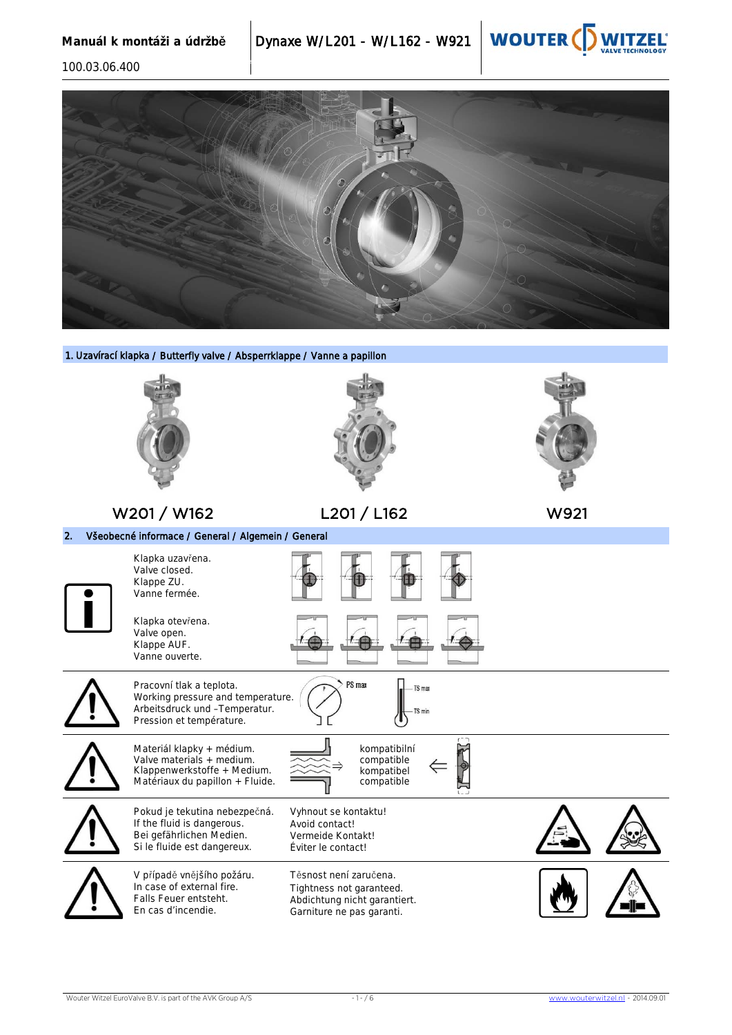# Manuál k montáži a údržbě

100.03.06.400

# Dynaxe W/L201 - W/L162 - W921

## 1. Uzavírací klapka / Butterfly valve / Absperrklappe / Vanne a papillon

W201 / W162

L201 / L162

W921

## 2. Všeobecné informace / General / Algemein / General

Klapka uzavřena.
Valve closed.
Klappe ZU.
Vanne fermée.

Klapka otevřena.
Valve open.
Klappe AUF.
Vanne ouverte.

---

Pracovní tlak a teplota.
Working pressure and temperature.
Arbeitsdruck und –Temperatur.
Pression et température.

PS max

TS max

TS min

---

Materiál klapky + médium.
Valve materials + medium.
Klappenwerkstoffe + Medium.
Matériaux du papillon + Fluide.

kompatibilní
compatible
kompatibel
compatible

---

Pokud je tekutina nebezpečná.
If the fluid is dangerous.
Bei gefährlichen Medien.
Si le fluide est dangereux.

Vyhnout se kontaktu!
Avoid contact!
Vermeide Kontakt!
Éviter le contact!

---

V případě vnějšího požáru.
In case of external fire.
Falls Feuer entsteht.
En cas d'incendie.

Těsnost není zaručena.
Tightness not garanteed.
Abdichtung nicht garantiert.
Garniture ne pas garanti.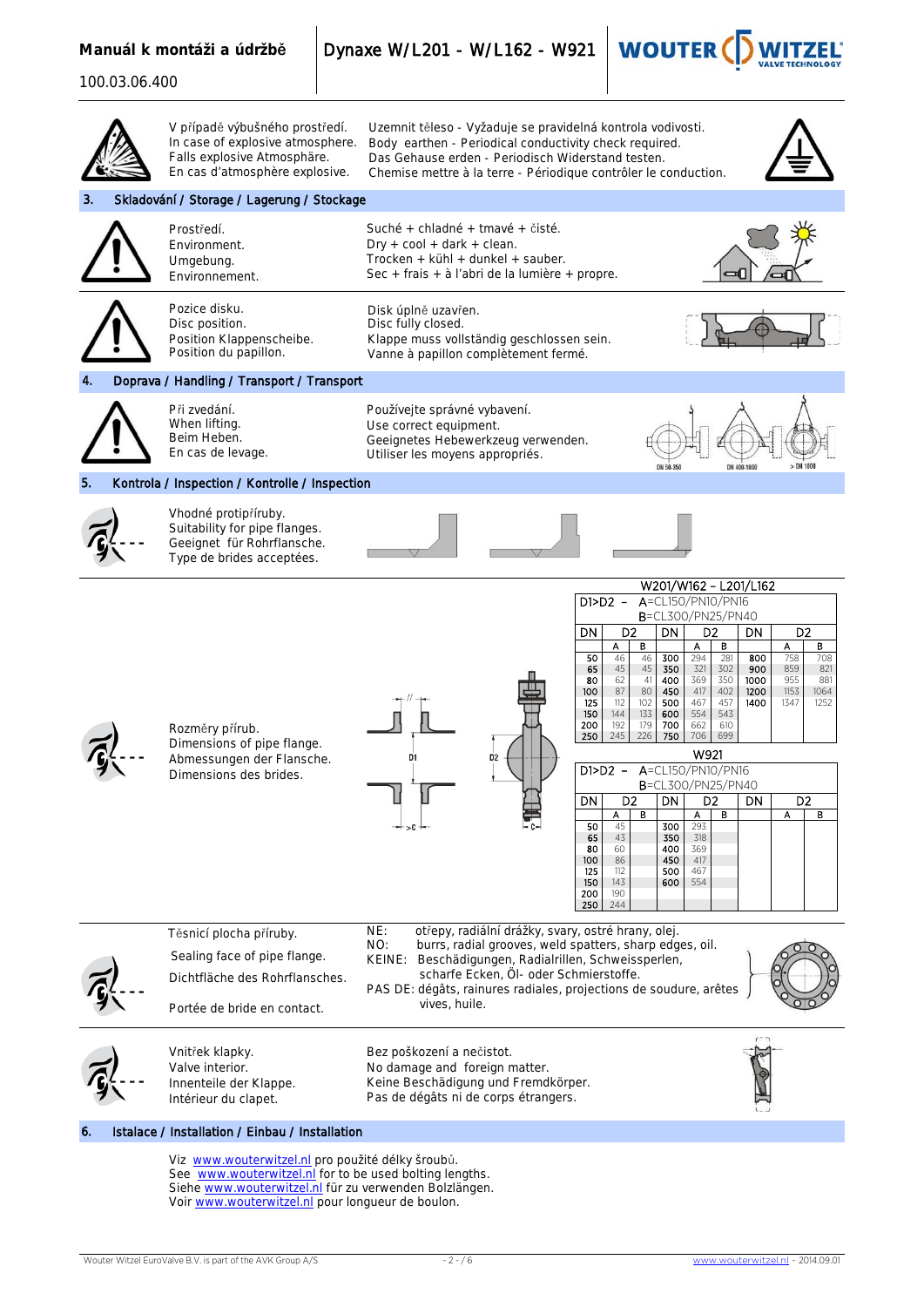V případě výbušného prostředí.
In case of explosive atmosphere.
Falls explosive Atmosphäre.
En cas d'atmosphère explosive.

Uzemnit těleso - Vyžaduje se pravidelná kontrola vodivosti.
Body earthen - Periodical conductivity check required.
Das Gehause erden - Periodisch Widerstand testen.
Chemise mettre à la terre - Périodique contrôler le conduction.

## 3. Skladování / Storage / Lagerung / Stockage

Prostředí.
Environment.
Umgebung.
Environnement.

Suché + chladné + tmavé + čisté.
Dry + cool + dark + clean.
Trocken + kühl + dunkel + sauber.
Sec + frais + à l'abri de la lumière + propre.

Pozice disku.
Disc position.
Position Klappenscheibe.
Position du papillon.

Disk úplně uzavřen.
Disc fully closed.
Klappe muss vollständig geschlossen sein.
Vanne à papillon complètement fermé.

## 4. Doprava / Handling / Transport / Transport

Při zvedání.
When lifting.
Beim Heben.
En cas de levage.

Používejte správné vybavení.
Use correct equipment.
Geeignetes Hebewerkzeug verwenden.
Utiliser les moyens appropriés.

DN 50-350 | DN 400-1000 | > DN 1000

## 5. Kontrola / Inspection / Kontrolle / Inspection

Vhodné protipříruby.
Suitability for pipe flanges.
Geeignet für Rohrflansche.
Type de brides acceptées.

Rozměry přírub.
Dimensions of pipe flange.
Abmessungen der Flansche.
Dimensions des brides.

**W201/W162 – L201/L162**

D1>D2 – A=CL150/PN10/PN16, B=CL300/PN25/PN40

| DN | D2 A | D2 B | DN | D2 A | D2 B | DN | D2 A | D2 B |
|---|---|---|---|---|---|---|---|---|
| 50 | 46 | 46 | 300 | 294 | 281 | 800 | 758 | 708 |
| 65 | 45 | 45 | 350 | 321 | 302 | 900 | 859 | 821 |
| 80 | 62 | 41 | 400 | 369 | 350 | 1000 | 955 | 881 |
| 100 | 87 | 80 | 450 | 417 | 402 | 1200 | 1153 | 1064 |
| 125 | 112 | 102 | 500 | 467 | 457 | 1400 | 1347 | 1252 |
| 150 | 144 | 133 | 600 | 554 | 543 | | | |
| 200 | 192 | 179 | 700 | 662 | 610 | | | |
| 250 | 245 | 226 | 750 | 706 | 699 | | | |

**W921**

D1>D2 – A=CL150/PN10/PN16, B=CL300/PN25/PN40

| DN | D2 A | D2 B | DN | D2 A | D2 B | DN | D2 A | D2 B |
|---|---|---|---|---|---|---|---|---|
| 50 | 45 | | 300 | 293 | | | | |
| 65 | 43 | | 350 | 318 | | | | |
| 80 | 60 | | 400 | 369 | | | | |
| 100 | 86 | | 450 | 417 | | | | |
| 125 | 112 | | 500 | 467 | | | | |
| 150 | 143 | | 600 | 554 | | | | |
| 200 | 190 | | | | | | | |
| 250 | 244 | | | | | | | |

Těsnicí plocha příruby.
Sealing face of pipe flange.
Dichtfläche des Rohrflansches.
Portée de bride en contact.

NE: otřepy, radiální drážky, svary, ostré hrany, olej.
NO: burrs, radial grooves, weld spatters, sharp edges, oil.
KEINE: Beschädigungen, Radialrillen, Schweissperlen, scharfe Ecken, Öl- oder Schmierstoffe.
PAS DE: dégâts, rainures radiales, projections de soudure, arêtes vives, huile.

Vnitřek klapky.
Valve interior.
Innenteile der Klappe.
Intérieur du clapet.

Bez poškození a nečistot.
No damage and foreign matter.
Keine Beschädigung und Fremdkörper.
Pas de dégâts ni de corps étrangers.

## 6. Istalace / Installation / Einbau / Installation

Viz www.wouterwitzel.nl pro použité délky šroubů.
See www.wouterwitzel.nl for to be used bolting lengths.
Siehe www.wouterwitzel.nl für zu verwenden Bolzlängen.
Voir www.wouterwitzel.nl pour longueur de boulon.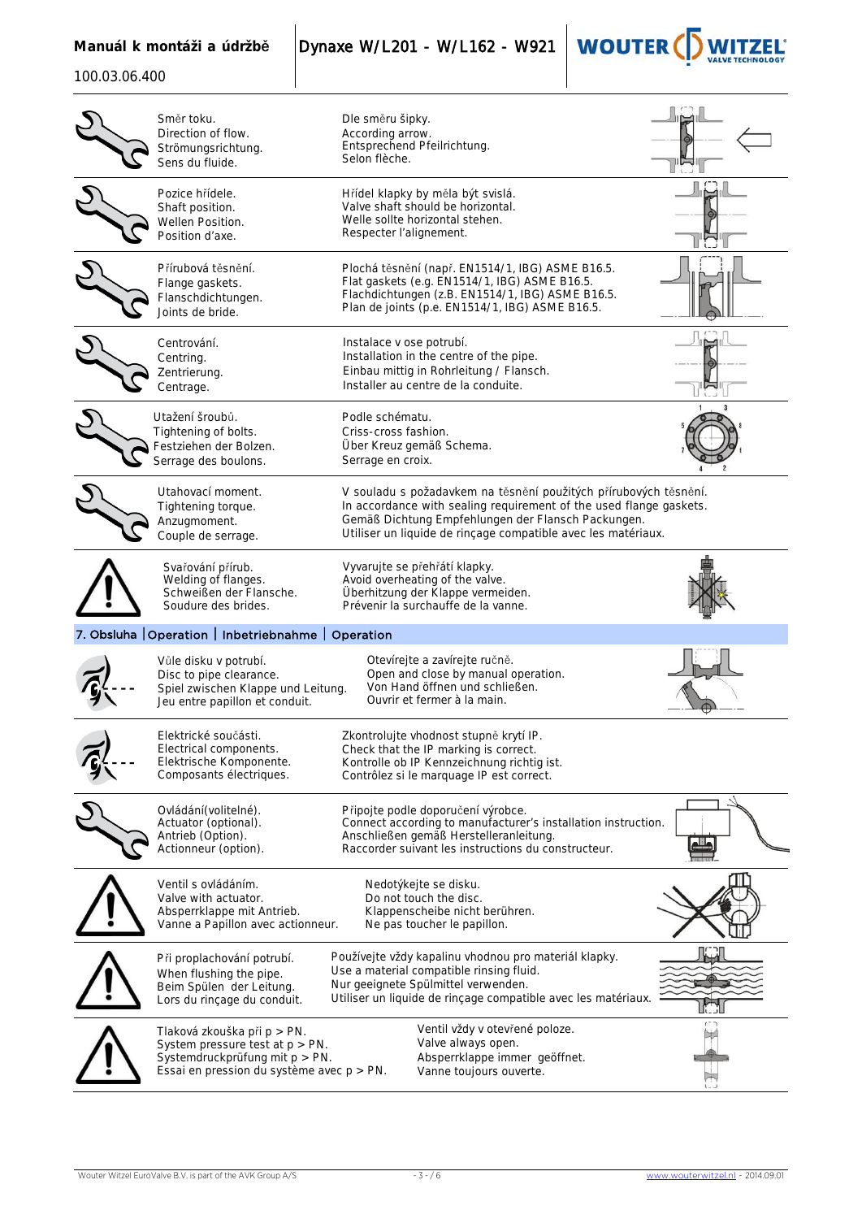| | |
|---|---|
| Směr toku.<br>Direction of flow.<br>Strömungsrichtung.<br>Sens du fluide. | Dle směru šipky.<br>According arrow.<br>Entsprechend Pfeilrichtung.<br>Selon flèche. |
| Pozice hřídele.<br>Shaft position.<br>Wellen Position.<br>Position d'axe. | Hřídel klapky by měla být svislá.<br>Valve shaft should be horizontal.<br>Welle sollte horizontal stehen.<br>Respecter l'alignement. |
| Přírubová těsnění.<br>Flange gaskets.<br>Flanschdichtungen.<br>Joints de bride. | Plochá těsnění (např. EN1514/1, IBG) ASME B16.5.<br>Flat gaskets (e.g. EN1514/1, IBG) ASME B16.5.<br>Flachdichtungen (z.B. EN1514/1, IBG) ASME B16.5.<br>Plan de joints (p.e. EN1514/1, IBG) ASME B16.5. |
| Centrování.<br>Centring.<br>Zentrierung.<br>Centrage. | Instalace v ose potrubí.<br>Installation in the centre of the pipe.<br>Einbau mittig in Rohrleitung / Flansch.<br>Installer au centre de la conduite. |
| Utažení šroubů.<br>Tightening of bolts.<br>Festziehen der Bolzen.<br>Serrage des boulons. | Podle schématu.<br>Criss-cross fashion.<br>Über Kreuz gemäß Schema.<br>Serrage en croix. |
| Utahovací moment.<br>Tightening torque.<br>Anzugmoment.<br>Couple de serrage. | V souladu s požadavkem na těsnění použitých přírubových těsnění.<br>In accordance with sealing requirement of the used flange gaskets.<br>Gemäß Dichtung Empfehlungen der Flansch Packungen.<br>Utiliser un liquide de rinçage compatible avec les matériaux. |
| Svařování přírub.<br>Welding of flanges.<br>Schweißen der Flansche.<br>Soudure des brides. | Vyvarujte se přehřátí klapky.<br>Avoid overheating of the valve.<br>Überhitzung der Klappe vermeiden.<br>Prévenir la surchauffe de la vanne. |

## 7. Obsluha | Operation | Inbetriebnahme | Operation

| | |
|---|---|
| Vůle disku v potrubí.<br>Disc to pipe clearance.<br>Spiel zwischen Klappe und Leitung.<br>Jeu entre papillon et conduit. | Otevírejte a zavírejte ručně.<br>Open and close by manual operation.<br>Von Hand öffnen und schließen.<br>Ouvrir et fermer à la main. |
| Elektrické součásti.<br>Electrical components.<br>Elektrische Komponente.<br>Composants électriques. | Zkontrolujte vhodnost stupně krytí IP.<br>Check that the IP marking is correct.<br>Kontrolle ob IP Kennzeichnung richtig ist.<br>Contrôlez si le marquage IP est correct. |
| Ovládání(volitelné).<br>Actuator (optional).<br>Antrieb (Option).<br>Actionneur (option). | Připojte podle doporučení výrobce.<br>Connect according to manufacturer's installation instruction.<br>Anschließen gemäß Herstelleranleitung.<br>Raccorder suivant les instructions du constructeur. |
| Ventil s ovládáním.<br>Valve with actuator.<br>Absperrklappe mit Antrieb.<br>Vanne a Papillon avec actionneur. | Nedotýkejte se disku.<br>Do not touch the disc.<br>Klappenscheibe nicht berühren.<br>Ne pas toucher le papillon. |
| Při proplachování potrubí.<br>When flushing the pipe.<br>Beim Spülen der Leitung.<br>Lors du rinçage du conduit. | Používejte vždy kapalinu vhodnou pro materiál klapky.<br>Use a material compatible rinsing fluid.<br>Nur geeignete Spülmittel verwenden.<br>Utiliser un liquide de rinçage compatible avec les matériaux. |
| Tlaková zkouška při p > PN.<br>System pressure test at p > PN.<br>Systemdruckprüfung mit p > PN.<br>Essai en pression du système avec p > PN. | Ventil vždy v otevřené poloze.<br>Valve always open.<br>Absperrklappe immer geöffnet.<br>Vanne toujours ouverte. |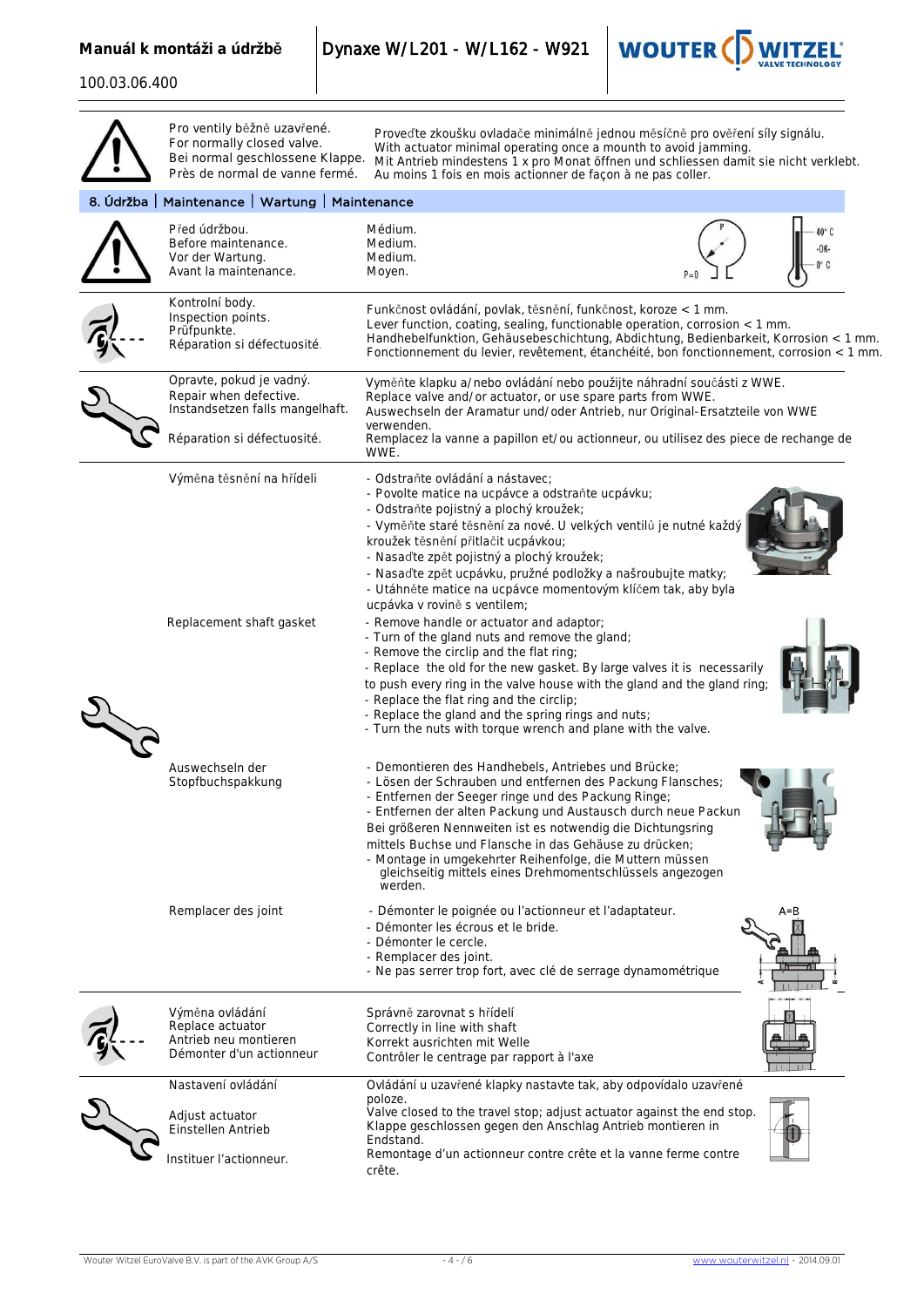Pro ventily běžně uzavřené.
For normally closed valve.
Bei normal geschlossene Klappe.
Près de normal de vanne fermé.

Proveďte zkoušku ovladače minimálně jednou měsíčně pro ověření síly signálu.
With actuator minimal operating once a mounth to avoid jamming.
Mit Antrieb mindestens 1 x pro Monat öffnen und schliessen damit sie nicht verklebt.
Au moins 1 fois en mois actionner de façon à ne pas coller.

## 8. Údržba | Maintenance | Wartung | Maintenance

| | |
|---|---|
| Před údržbou.<br>Before maintenance.<br>Vor der Wartung.<br>Avant la maintenance. | Médium.<br>Medium.<br>Medium.<br>Moyen.<br>P=0; 40° C -OK- 0° C |
| Kontrolní body.<br>Inspection points.<br>Prüfpunkte.<br>Réparation si défectuosité. | Funkčnost ovládání, povlak, těsnění, funkčnost, koroze < 1 mm.<br>Lever function, coating, sealing, functionable operation, corrosion < 1 mm.<br>Handhebelfunktion, Gehäusebeschichtung, Abdichtung, Bedienbarkeit, Korrosion < 1 mm.<br>Fonctionnement du levier, revêtement, étanchéité, bon fonctionnement, corrosion < 1 mm. |
| Opravte, pokud je vadný.<br>Repair when defective.<br>Instandsetzen falls mangelhaft.<br>Réparation si défectuosité. | Vyměňte klapku a/nebo ovládání nebo použijte náhradní součásti z WWE.<br>Replace valve and/or actuator, or use spare parts from WWE.<br>Auswecheln der Aramatur und/oder Antrieb, nur Original-Ersatzteile von WWE verwenden.<br>Remplacez la vanne a papillon et/ou actionneur, ou utilisez des piece de rechange de WWE. |
| Výměna těsnění na hřídeli | - Odstraňte ovládání a nástavec;<br>- Povolte matice na ucpávce a odstraňte ucpávku;<br>- Odstraňte pojistný a plochý kroužek;<br>- Vyměňte staré těsnění za nové. U velkých ventilů je nutné každý kroužek těsnění přitlačit ucpávkou;<br>- Nasaďte zpět pojistný a plochý kroužek;<br>- Nasaďte zpět ucpávku, pružné podložky a našroubujte matky;<br>- Utáhněte matice na ucpávce momentovým klíčem tak, aby byla ucpávka v rovině s ventilem; |
| Replacement shaft gasket | - Remove handle or actuator and adaptor;<br>- Turn of the gland nuts and remove the gland;<br>- Remove the circlip and the flat ring;<br>- Replace the old for the new gasket. By large valves it is necessarily to push every ring in the valve house with the gland and the gland ring;<br>- Replace the flat ring and the circlip;<br>- Replace the gland and the spring rings and nuts;<br>- Turn the nuts with torque wrench and plane with the valve. |
| Auswechseln der Stopfbuchspakkung | - Demontieren des Handhebels, Antriebes und Brücke;<br>- Lösen der Schrauben und entfernen des Packung Flansches;<br>- Entfernen der Seeger ringe und des Packung Ringe;<br>- Entfernen der alten Packung und Austausch durch neue Packun<br>Bei größeren Nennweiten ist es notwendig die Dichtungsring mittels Buchse und Flansche in das Gehäuse zu drücken;<br>- Montage in umgekehrter Reihenfolge, die Muttern müssen gleichseitig mittels eines Drehmomentschlüssels angezogen werden. |
| Remplacer des joint | - Démonter le poignée ou l'actionneur et l'adaptateur.<br>- Démonter les écrous et le bride.<br>- Démonter le cercle.<br>- Remplacer des joint.<br>- Ne pas serrer trop fort, avec clé de serrage dynamométrique<br>A=B |
| Výměna ovládání<br>Replace actuator<br>Antrieb neu montieren<br>Démonter d'un actionneur | Správně zarovnat s hřídelí<br>Correctly in line with shaft<br>Korrekt ausrichten mit Welle<br>Contrôler le centrage par rapport à l'axe |
| Nastavení ovládání<br>Adjust actuator<br>Einstellen Antrieb<br>Instituer l'actionneur. | Ovládání u uzavřené klapky nastavte tak, aby odpovídalo uzavřené poloze.<br>Valve closed to the travel stop; adjust actuator against the end stop.<br>Klappe geschlossen gegen den Anschlag Antrieb montieren in Endstand.<br>Remontage d'un actionneur contre crête et la vanne ferme contre crête. |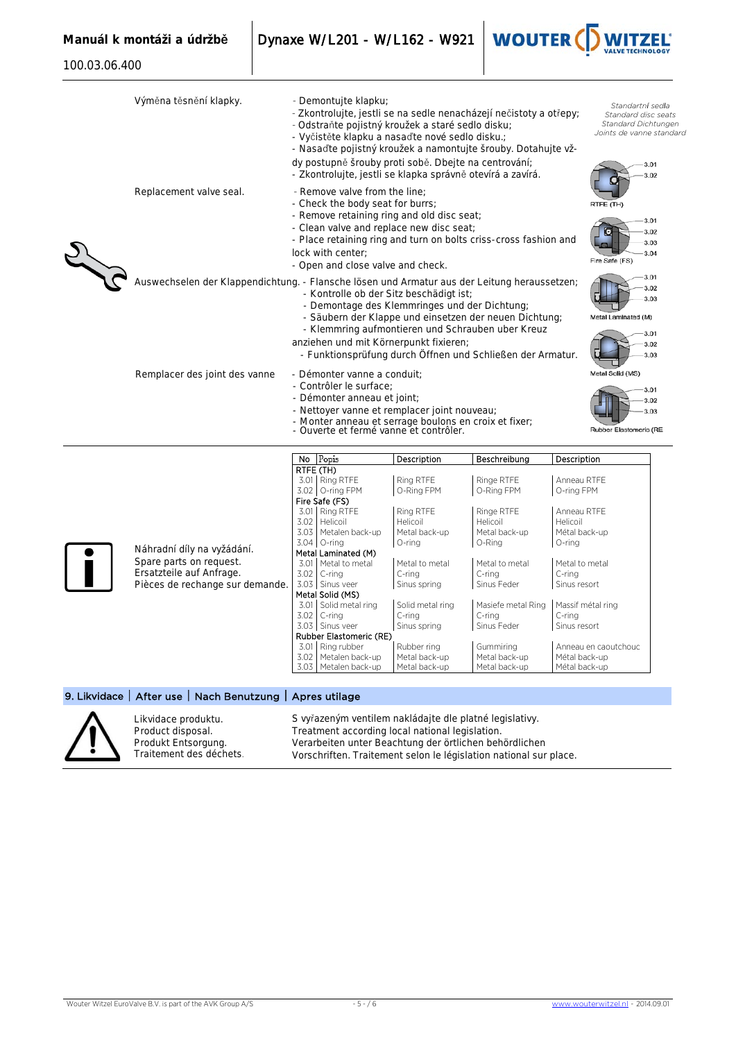Výměna těsnění klapky.

- Demontujte klapku;
- Zkontrolujte, jestli se na sedle nenacházejí nečistoty a otřepy;
- Odstraňte pojistný kroužek a staré sedlo disku;
- Vyčistěte klapku a nasaďte nové sedlo disku.;
- Nasaďte pojistný kroužek a namontujte šrouby. Dotahujte vždy postupně šrouby proti sobě. Dbejte na centrování;
- Zkontrolujte, jestli se klapka správně otevírá a zavírá.

Replacement valve seal.

- Remove valve from the line;
- Check the body seat for burrs;
- Remove retaining ring and old disc seat;
- Clean valve and replace new disc seat;
- Place retaining ring and turn on bolts criss-cross fashion and lock with center;
- Open and close valve and check.

Auswechseln der Klappendichtung.

- Flansche lösen und Armatur aus der Leitung heraussetzen;
- Kontrolle ob der Sitz beschädigt ist;
- Demontage des Klemmringes und der Dichtung;
- Säubern der Klappe und einsetzen der neuen Dichtung;
- Klemmring aufmontieren und Schrauben uber Kreuz anziehen und mit Körnerpunkt fixieren;
- Funktionsprüfung durch Öffnen und Schließen der Armatur.

Remplacer des joint des vanne

- Démonter vanne a conduit;
- Contrôler le surface;
- Démonter anneau et joint;
- Nettoyer vanne et remplacer joint nouveau;
- Monter anneau et serrage boulons en croix et fixer;
- Ouverte et fermé vanne et contrôler.

*Standartní sedla*
*Standard disc seats*
*Standard Dichtungen*
*Joints de vanne standard*

RTFE (TH): 3.01, 3.02
Fire Safe (FS): 3.01, 3.02, 3.03, 3.04
Metal Laminated (M): 3.01, 3.02, 3.03
Metal Solid (MS): 3.01, 3.02, 3.03
Rubber Elastomeric (RE): 3.01, 3.02, 3.03

Náhradní díly na vyžádání.
Spare parts on request.
Ersatzteile auf Anfrage.
Pièces de rechange sur demande.

| No | Popis | Description | Beschreibung | Description |
|---|---|---|---|---|
| RTFE (TH) | | | | |
| 3.01 | Ring RTFE | Ring RTFE | Ringe RTFE | Anneau RTFE |
| 3.02 | O-ring FPM | O-Ring FPM | O-Ring FPM | O-ring FPM |
| Fire Safe (FS) | | | | |
| 3.01 | Ring RTFE | Ring RTFE | Ringe RTFE | Anneau RTFE |
| 3.02 | Helicoil | Helicoil | Helicoil | Helicoil |
| 3.03 | Metalen back-up | Metal back-up | Metal back-up | Métal back-up |
| 3.04 | O-ring | O-ring | O-Ring | O-ring |
| Metal Laminated (M) | | | | |
| 3.01 | Metal to metal | Metal to metal | Metal to metal | Metal to metal |
| 3.02 | C-ring | C-ring | C-ring | C-ring |
| 3.03 | Sinus veer | Sinus spring | Sinus Feder | Sinus resort |
| Metal Solid (MS) | | | | |
| 3.01 | Solid metal ring | Solid metal ring | Masiefe metal Ring | Massif métal ring |
| 3.02 | C-ring | C-ring | C-ring | C-ring |
| 3.03 | Sinus veer | Sinus spring | Sinus Feder | Sinus resort |
| Rubber Elastomeric (RE) | | | | |
| 3.01 | Ring rubber | Rubber ring | Gummiring | Anneau en caoutchouc |
| 3.02 | Metalen back-up | Metal back-up | Metal back-up | Métal back-up |
| 3.03 | Metalen back-up | Metal back-up | Metal back-up | Métal back-up |

## 9. Likvidace | After use | Nach Benutzung | Apres utilage

Likvidace produktu.
Product disposal.
Produkt Entsorgung.
Traitement des déchets.

S vyřazeným ventilem nakládajte dle platné legislativy.
Treatment according local national legislation.
Verarbeiten unter Beachtung der örtlichen behördlichen Vorschriften. Traitement selon le législation national sur place.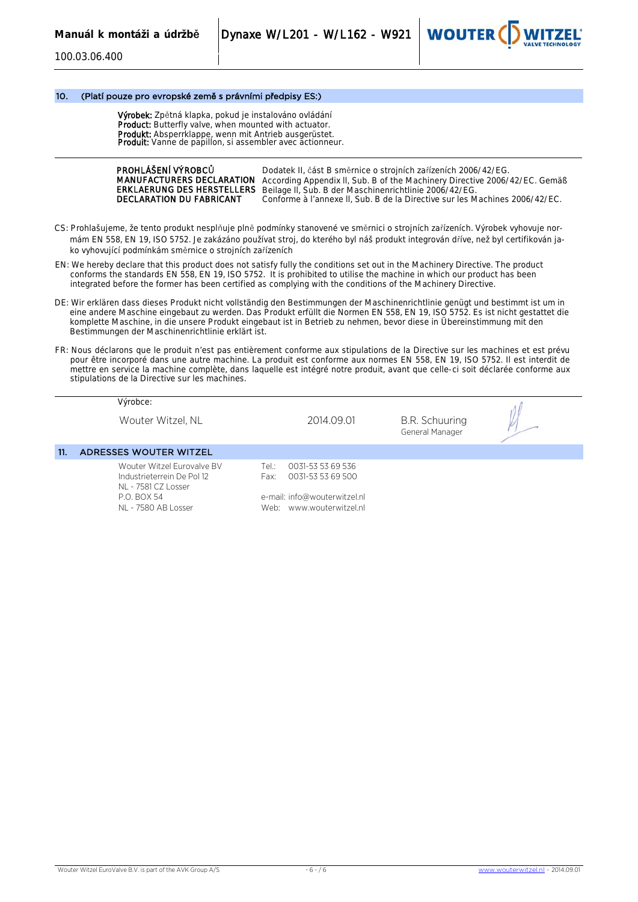## 10. (Platí pouze pro evropské země s právními předpisy ES:)

**Výrobek:** Zpětná klapka, pokud je instalováno ovládání
**Product:** Butterfly valve, when mounted with actuator.
**Produkt:** Absperrklappe, wenn mit Antrieb ausgerüstet.
**Produit:** Vanne de papillon, si assembler avec actionneur.

| | |
|---|---|
| PROHLÁŠENÍ VÝROBCŮ | Dodatek II, část B směrnice o strojních zařízeních 2006/42/EG. |
| MANUFACTURERS DECLARATION | According Appendix II, Sub. B of the Machinery Directive 2006/42/EC. Gemäß |
| ERKLAERUNG DES HERSTELLERS | Beilage II, Sub. B der Maschinenrichtlinie 2006/42/EG. |
| DECLARATION DU FABRICANT | Conforme à l'annexe II, Sub. B de la Directive sur les Machines 2006/42/EC. |

CS: Prohlašujeme, že tento produkt nesplňuje plně podmínky stanovené ve směrnici o strojních zařízeních. Výrobek vyhovuje normám EN 558, EN 19, ISO 5752. Je zakázáno používat stroj, do kterého byl náš produkt integrován dříve, než byl certifikován jako vyhovující podmínkám směrnice o strojních zařízeních

EN: We hereby declare that this product does not satisfy fully the conditions set out in the Machinery Directive. The product conforms the standards EN 558, EN 19, ISO 5752. It is prohibited to utilise the machine in which our product has been integrated before the former has been certified as complying with the conditions of the Machinery Directive.

DE: Wir erklären dass dieses Produkt nicht vollständig den Bestimmungen der Maschinenrichtlinie genügt und bestimmt ist um in eine andere Maschine eingebaut zu werden. Das Produkt erfüllt die Normen EN 558, EN 19, ISO 5752. Es ist nicht gestattet die komplette Maschine, in die unsere Produkt eingebaut ist in Betrieb zu nehmen, bevor diese in Übereinstimmung mit den Bestimmungen der Maschinenrichtlinie erklärt ist.

FR: Nous déclarons que le produit n'est pas entièrement conforme aux stipulations de la Directive sur les machines et est prévu pour être incorporé dans une autre machine. La produit est conforme aux normes EN 558, EN 19, ISO 5752. Il est interdit de mettre en service la machine complète, dans laquelle est intégré notre produit, avant que celle-ci soit déclarée conforme aux stipulations de la Directive sur les machines.

Výrobce:

| | | |
|---|---|---|
| Wouter Witzel, NL | 2014.09.01 | B.R. Schuuring<br>General Manager |

## 11. ADRESSES WOUTER WITZEL

Wouter Witzel Eurovalve BV
Industrieterrein De Pol 12
NL - 7581 CZ Losser
P.O. BOX 54
NL - 7580 AB Losser

Tel.: 0031-53 53 69 536
Fax: 0031-53 53 69 500

e-mail: info@wouterwitzel.nl
Web: www.wouterwitzel.nl